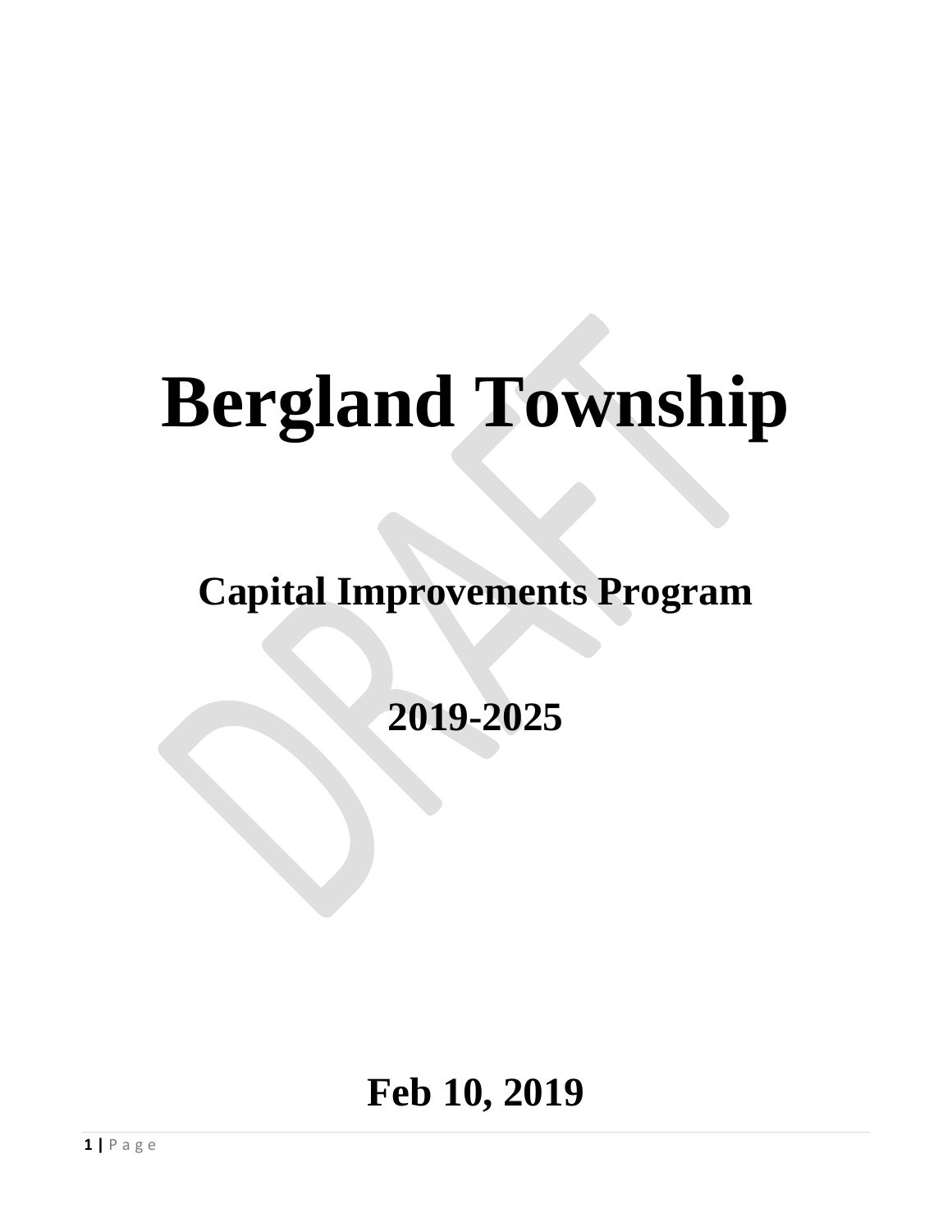# Bergland Township

## Capital Improvements Program

## 2019-2025

## Feb 10, 2019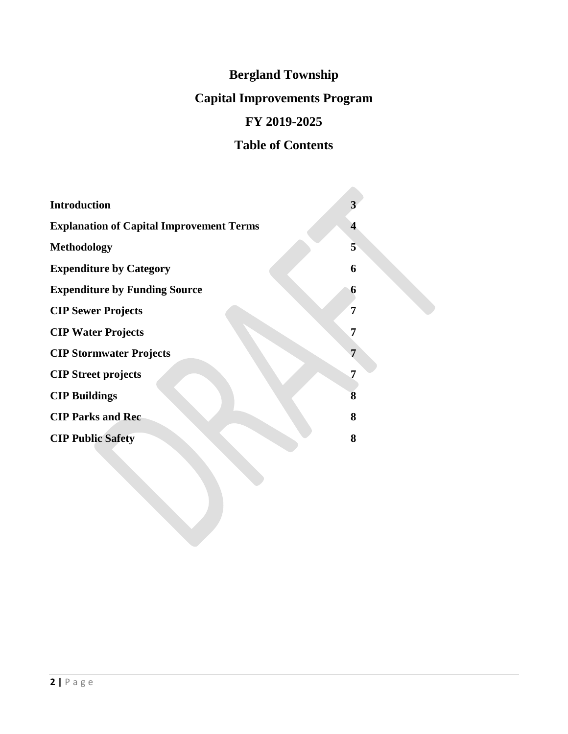# Bergland Township

# Capital Improvements Program

# FY 2019-2025

# Table of Contents

| | |
|---|---|
| **Introduction** | **3** |
| **Explanation of Capital Improvement Terms** | **4** |
| **Methodology** | **5** |
| **Expenditure by Category** | **6** |
| **Expenditure by Funding Source** | **6** |
| **CIP Sewer Projects** | **7** |
| **CIP Water Projects** | **7** |
| **CIP Stormwater Projects** | **7** |
| **CIP Street projects** | **7** |
| **CIP Buildings** | **8** |
| **CIP Parks and Rec** | **8** |
| **CIP Public Safety** | **8** |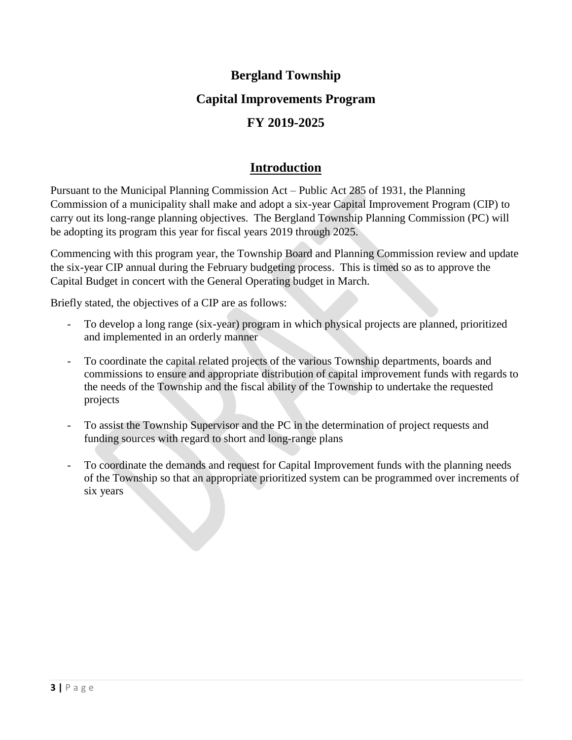# Bergland Township

# Capital Improvements Program

# FY 2019-2025

## Introduction

Pursuant to the Municipal Planning Commission Act – Public Act 285 of 1931, the Planning Commission of a municipality shall make and adopt a six-year Capital Improvement Program (CIP) to carry out its long-range planning objectives. The Bergland Township Planning Commission (PC) will be adopting its program this year for fiscal years 2019 through 2025.

Commencing with this program year, the Township Board and Planning Commission review and update the six-year CIP annual during the February budgeting process. This is timed so as to approve the Capital Budget in concert with the General Operating budget in March.

Briefly stated, the objectives of a CIP are as follows:

- To develop a long range (six-year) program in which physical projects are planned, prioritized and implemented in an orderly manner
- To coordinate the capital related projects of the various Township departments, boards and commissions to ensure and appropriate distribution of capital improvement funds with regards to the needs of the Township and the fiscal ability of the Township to undertake the requested projects
- To assist the Township Supervisor and the PC in the determination of project requests and funding sources with regard to short and long-range plans
- To coordinate the demands and request for Capital Improvement funds with the planning needs of the Township so that an appropriate prioritized system can be programmed over increments of six years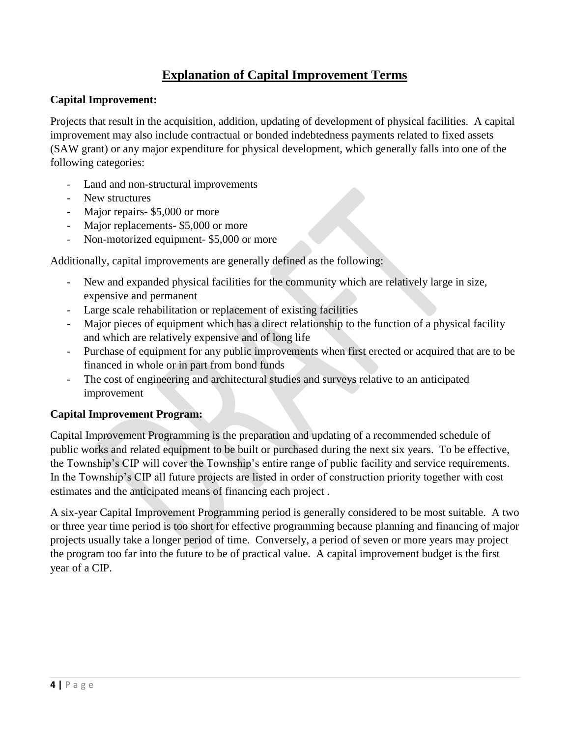# Explanation of Capital Improvement Terms

**Capital Improvement:**

Projects that result in the acquisition, addition, updating of development of physical facilities. A capital improvement may also include contractual or bonded indebtedness payments related to fixed assets (SAW grant) or any major expenditure for physical development, which generally falls into one of the following categories:

- Land and non-structural improvements
- New structures
- Major repairs- $5,000 or more
- Major replacements- $5,000 or more
- Non-motorized equipment- $5,000 or more

Additionally, capital improvements are generally defined as the following:

- New and expanded physical facilities for the community which are relatively large in size, expensive and permanent
- Large scale rehabilitation or replacement of existing facilities
- Major pieces of equipment which has a direct relationship to the function of a physical facility and which are relatively expensive and of long life
- Purchase of equipment for any public improvements when first erected or acquired that are to be financed in whole or in part from bond funds
- The cost of engineering and architectural studies and surveys relative to an anticipated improvement

**Capital Improvement Program:**

Capital Improvement Programming is the preparation and updating of a recommended schedule of public works and related equipment to be built or purchased during the next six years. To be effective, the Township's CIP will cover the Township's entire range of public facility and service requirements. In the Township's CIP all future projects are listed in order of construction priority together with cost estimates and the anticipated means of financing each project .

A six-year Capital Improvement Programming period is generally considered to be most suitable. A two or three year time period is too short for effective programming because planning and financing of major projects usually take a longer period of time. Conversely, a period of seven or more years may project the program too far into the future to be of practical value. A capital improvement budget is the first year of a CIP.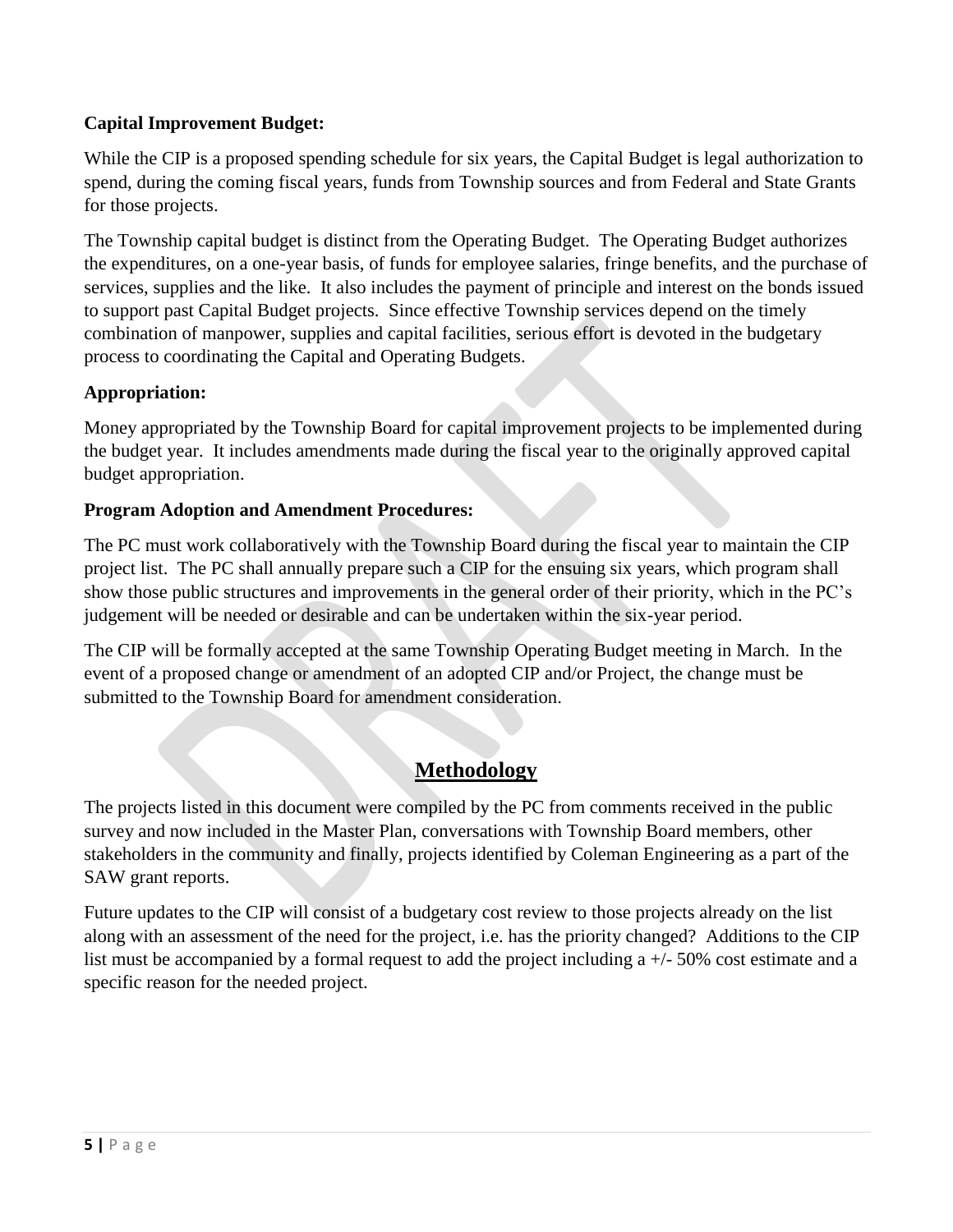**Capital Improvement Budget:**

While the CIP is a proposed spending schedule for six years, the Capital Budget is legal authorization to spend, during the coming fiscal years, funds from Township sources and from Federal and State Grants for those projects.

The Township capital budget is distinct from the Operating Budget. The Operating Budget authorizes the expenditures, on a one-year basis, of funds for employee salaries, fringe benefits, and the purchase of services, supplies and the like. It also includes the payment of principle and interest on the bonds issued to support past Capital Budget projects. Since effective Township services depend on the timely combination of manpower, supplies and capital facilities, serious effort is devoted in the budgetary process to coordinating the Capital and Operating Budgets.

**Appropriation:**

Money appropriated by the Township Board for capital improvement projects to be implemented during the budget year. It includes amendments made during the fiscal year to the originally approved capital budget appropriation.

**Program Adoption and Amendment Procedures:**

The PC must work collaboratively with the Township Board during the fiscal year to maintain the CIP project list. The PC shall annually prepare such a CIP for the ensuing six years, which program shall show those public structures and improvements in the general order of their priority, which in the PC's judgement will be needed or desirable and can be undertaken within the six-year period.

The CIP will be formally accepted at the same Township Operating Budget meeting in March. In the event of a proposed change or amendment of an adopted CIP and/or Project, the change must be submitted to the Township Board for amendment consideration.

## Methodology

The projects listed in this document were compiled by the PC from comments received in the public survey and now included in the Master Plan, conversations with Township Board members, other stakeholders in the community and finally, projects identified by Coleman Engineering as a part of the SAW grant reports.

Future updates to the CIP will consist of a budgetary cost review to those projects already on the list along with an assessment of the need for the project, i.e. has the priority changed? Additions to the CIP list must be accompanied by a formal request to add the project including a +/- 50% cost estimate and a specific reason for the needed project.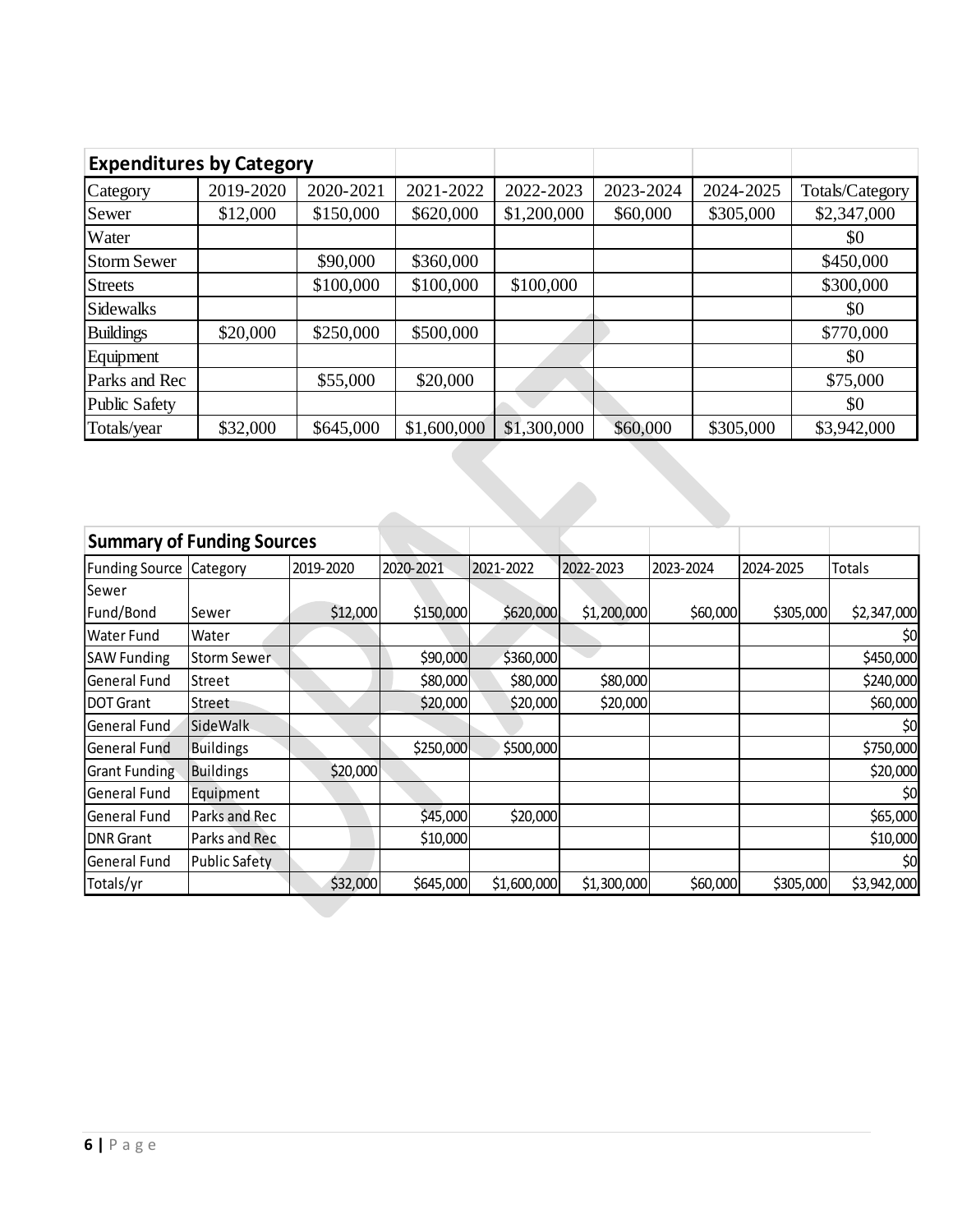## Expenditures by Category

| Category | 2019-2020 | 2020-2021 | 2021-2022 | 2022-2023 | 2023-2024 | 2024-2025 | Totals/Category |
|---|---|---|---|---|---|---|---|
| Sewer | $12,000 | $150,000 | $620,000 | $1,200,000 | $60,000 | $305,000 | $2,347,000 |
| Water | | | | | | | $0 |
| Storm Sewer | | $90,000 | $360,000 | | | | $450,000 |
| Streets | | $100,000 | $100,000 | $100,000 | | | $300,000 |
| Sidewalks | | | | | | | $0 |
| Buildings | $20,000 | $250,000 | $500,000 | | | | $770,000 |
| Equipment | | | | | | | $0 |
| Parks and Rec | | $55,000 | $20,000 | | | | $75,000 |
| Public Safety | | | | | | | $0 |
| Totals/year | $32,000 | $645,000 | $1,600,000 | $1,300,000 | $60,000 | $305,000 | $3,942,000 |

## Summary of Funding Sources

| Funding Source | Category | 2019-2020 | 2020-2021 | 2021-2022 | 2022-2023 | 2023-2024 | 2024-2025 | Totals |
|---|---|---|---|---|---|---|---|---|
| Sewer Fund/Bond | Sewer | $12,000 | $150,000 | $620,000 | $1,200,000 | $60,000 | $305,000 | $2,347,000 |
| Water Fund | Water | | | | | | | $0 |
| SAW Funding | Storm Sewer | | $90,000 | $360,000 | | | | $450,000 |
| General Fund | Street | | $80,000 | $80,000 | $80,000 | | | $240,000 |
| DOT Grant | Street | | $20,000 | $20,000 | $20,000 | | | $60,000 |
| General Fund | SideWalk | | | | | | | $0 |
| General Fund | Buildings | | $250,000 | $500,000 | | | | $750,000 |
| Grant Funding | Buildings | $20,000 | | | | | | $20,000 |
| General Fund | Equipment | | | | | | | $0 |
| General Fund | Parks and Rec | | $45,000 | $20,000 | | | | $65,000 |
| DNR Grant | Parks and Rec | | $10,000 | | | | | $10,000 |
| General Fund | Public Safety | | | | | | | $0 |
| Totals/yr | | $32,000 | $645,000 | $1,600,000 | $1,300,000 | $60,000 | $305,000 | $3,942,000 |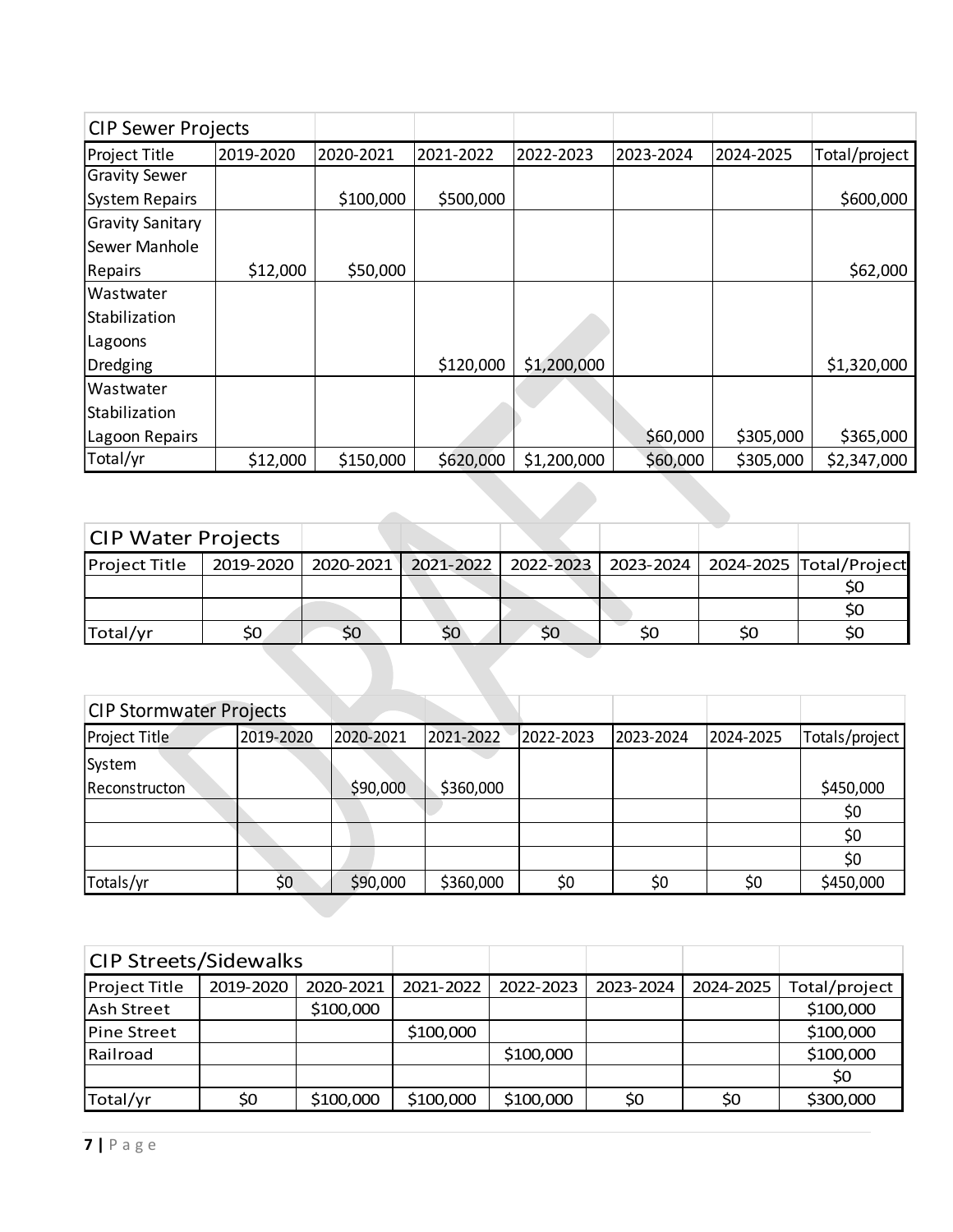| CIP Sewer Projects | | | | | | | |
|---|---|---|---|---|---|---|---|
| Project Title | 2019-2020 | 2020-2021 | 2021-2022 | 2022-2023 | 2023-2024 | 2024-2025 | Total/project |
| Gravity Sewer System Repairs | | $100,000 | $500,000 | | | | $600,000 |
| Gravity Sanitary Sewer Manhole Repairs | $12,000 | $50,000 | | | | | $62,000 |
| Wastewater Stabilization Lagoons Dredging | | | $120,000 | $1,200,000 | | | $1,320,000 |
| Wastewater Stabilization Lagoon Repairs | | | | | $60,000 | $305,000 | $365,000 |
| Total/yr | $12,000 | $150,000 | $620,000 | $1,200,000 | $60,000 | $305,000 | $2,347,000 |

| CIP Water Projects | | | | | | | |
|---|---|---|---|---|---|---|---|
| Project Title | 2019-2020 | 2020-2021 | 2021-2022 | 2022-2023 | 2023-2024 | 2024-2025 | Total/Project |
| | | | | | | | $0 |
| | | | | | | | $0 |
| Total/yr | $0 | $0 | $0 | $0 | $0 | $0 | $0 |

| CIP Stormwater Projects | | | | | | | |
|---|---|---|---|---|---|---|---|
| Project Title | 2019-2020 | 2020-2021 | 2021-2022 | 2022-2023 | 2023-2024 | 2024-2025 | Totals/project |
| System Reconstructon | | $90,000 | $360,000 | | | | $450,000 |
| | | | | | | | $0 |
| | | | | | | | $0 |
| | | | | | | | $0 |
| Totals/yr | $0 | $90,000 | $360,000 | $0 | $0 | $0 | $450,000 |

| CIP Streets/Sidewalks | | | | | | | |
|---|---|---|---|---|---|---|---|
| Project Title | 2019-2020 | 2020-2021 | 2021-2022 | 2022-2023 | 2023-2024 | 2024-2025 | Total/project |
| Ash Street | | $100,000 | | | | | $100,000 |
| Pine Street | | | $100,000 | | | | $100,000 |
| Railroad | | | | $100,000 | | | $100,000 |
| | | | | | | | $0 |
| Total/yr | $0 | $100,000 | $100,000 | $100,000 | $0 | $0 | $300,000 |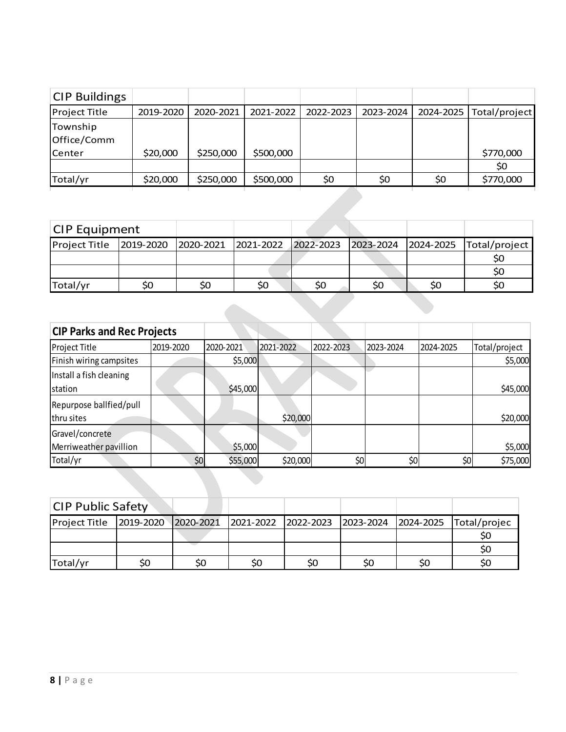| CIP Buildings | | | | | | | |
|---|---|---|---|---|---|---|---|
| Project Title | 2019-2020 | 2020-2021 | 2021-2022 | 2022-2023 | 2023-2024 | 2024-2025 | Total/project |
| Township Office/Comm Center | $20,000 | $250,000 | $500,000 | | | | $770,000 |
| | | | | | | | $0 |
| Total/yr | $20,000 | $250,000 | $500,000 | $0 | $0 | $0 | $770,000 |

| CIP Equipment | | | | | | | |
|---|---|---|---|---|---|---|---|
| Project Title | 2019-2020 | 2020-2021 | 2021-2022 | 2022-2023 | 2023-2024 | 2024-2025 | Total/project |
| | | | | | | | $0 |
| | | | | | | | $0 |
| Total/yr | $0 | $0 | $0 | $0 | $0 | $0 | $0 |

| **CIP Parks and Rec Projects** | | | | | | | |
|---|---|---|---|---|---|---|---|
| Project Title | 2019-2020 | 2020-2021 | 2021-2022 | 2022-2023 | 2023-2024 | 2024-2025 | Total/project |
| Finish wiring campsites | | $5,000 | | | | | $5,000 |
| Install a fish cleaning station | | $45,000 | | | | | $45,000 |
| Repurpose ballfied/pull thru sites | | | $20,000 | | | | $20,000 |
| Gravel/concrete Merriweather pavillion | | $5,000 | | | | | $5,000 |
| Total/yr | $0 | $55,000 | $20,000 | $0 | $0 | $0 | $75,000 |

| CIP Public Safety | | | | | | | |
|---|---|---|---|---|---|---|---|
| Project Title | 2019-2020 | 2020-2021 | 2021-2022 | 2022-2023 | 2023-2024 | 2024-2025 | Total/projec |
| | | | | | | | $0 |
| | | | | | | | $0 |
| Total/yr | $0 | $0 | $0 | $0 | $0 | $0 | $0 |